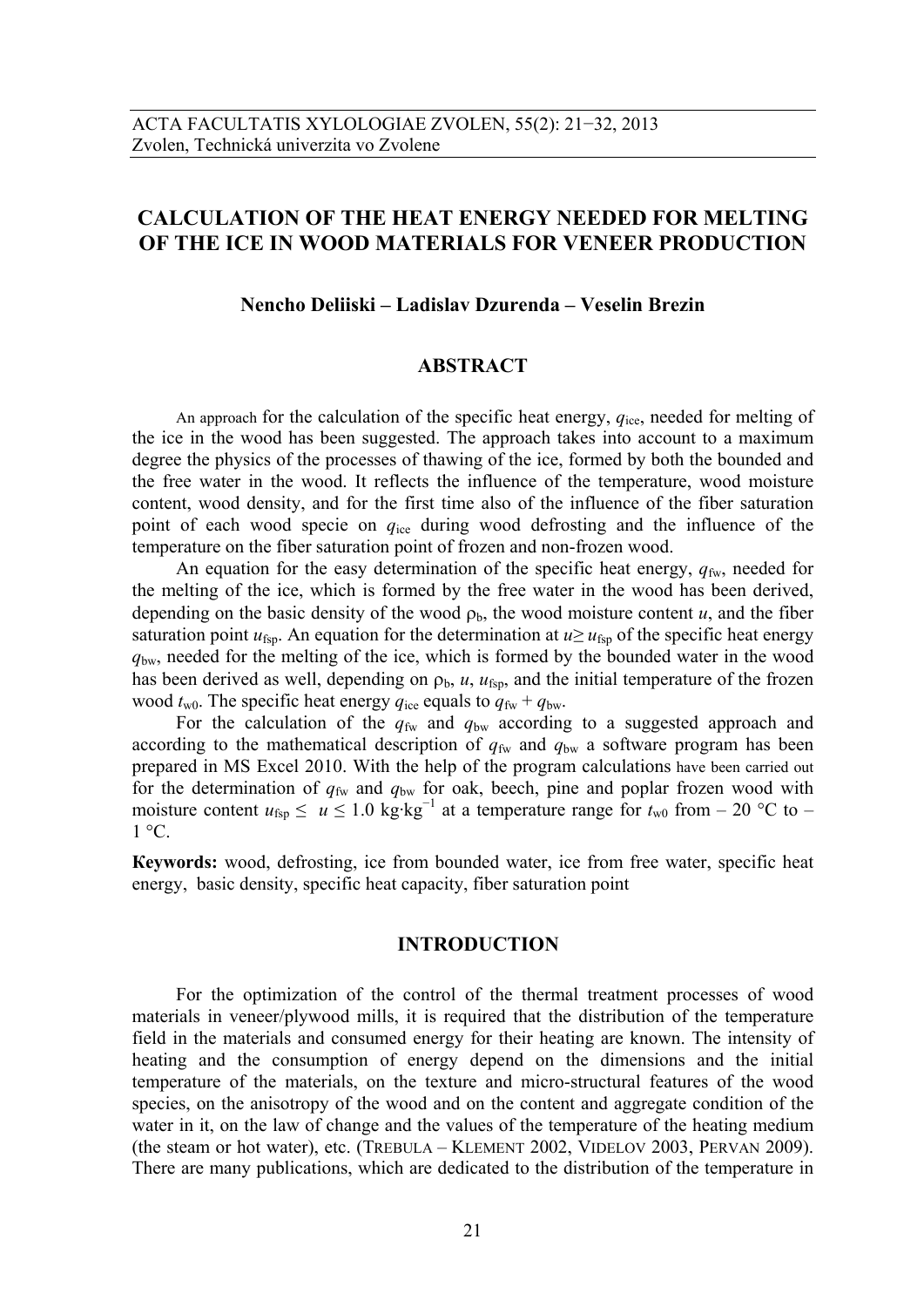# CALCULATION OF THE HEAT ENERGY NEEDED FOR MELTING OF THE ICE IN WOOD MATERIALS FOR VENEER PRODUCTION

**Nencho Deliiski – Ladislav Dzurenda – Veselin Brezin**

## ABSTRACT

An approach for the calculation of the specific heat energy, $q_{ice}$, needed for melting of the ice in the wood has been suggested. The approach takes into account to a maximum degree the physics of the processes of thawing of the ice, formed by both the bounded and the free water in the wood. It reflects the influence of the temperature, wood moisture content, wood density, and for the first time also of the influence of the fiber saturation point of each wood specie on $q_{ice}$ during wood defrosting and the influence of the temperature on the fiber saturation point of frozen and non-frozen wood.

An equation for the easy determination of the specific heat energy, $q_{fw}$, needed for the melting of the ice, which is formed by the free water in the wood has been derived, depending on the basic density of the wood $\rho_b$, the wood moisture content $u$, and the fiber saturation point $u_{fsp}$. An equation for the determination at $u \geq u_{fsp}$ of the specific heat energy $q_{bw}$, needed for the melting of the ice, which is formed by the bounded water in the wood has been derived as well, depending on $\rho_b$, $u$, $u_{fsp}$, and the initial temperature of the frozen wood $t_{w0}$. The specific heat energy $q_{ice}$ equals to $q_{fw} + q_{bw}$.

For the calculation of the $q_{fw}$ and $q_{bw}$ according to a suggested approach and according to the mathematical description of $q_{fw}$ and $q_{bw}$ a software program has been prepared in MS Excel 2010. With the help of the program calculations have been carried out for the determination of $q_{fw}$ and $q_{bw}$ for oak, beech, pine and poplar frozen wood with moisture content $u_{fsp} \leq u \leq 1.0$ kg·kg$^{-1}$ at a temperature range for $t_{w0}$ from – 20 °C to – 1 °C.

**Keywords:** wood, defrosting, ice from bounded water, ice from free water, specific heat energy, basic density, specific heat capacity, fiber saturation point

## INTRODUCTION

For the optimization of the control of the thermal treatment processes of wood materials in veneer/plywood mills, it is required that the distribution of the temperature field in the materials and consumed energy for their heating are known. The intensity of heating and the consumption of energy depend on the dimensions and the initial temperature of the materials, on the texture and micro-structural features of the wood species, on the anisotropy of the wood and on the content and aggregate condition of the water in it, on the law of change and the values of the temperature of the heating medium (the steam or hot water), etc. (Trebula – Klement 2002, Videlov 2003, Pervan 2009). There are many publications, which are dedicated to the distribution of the temperature in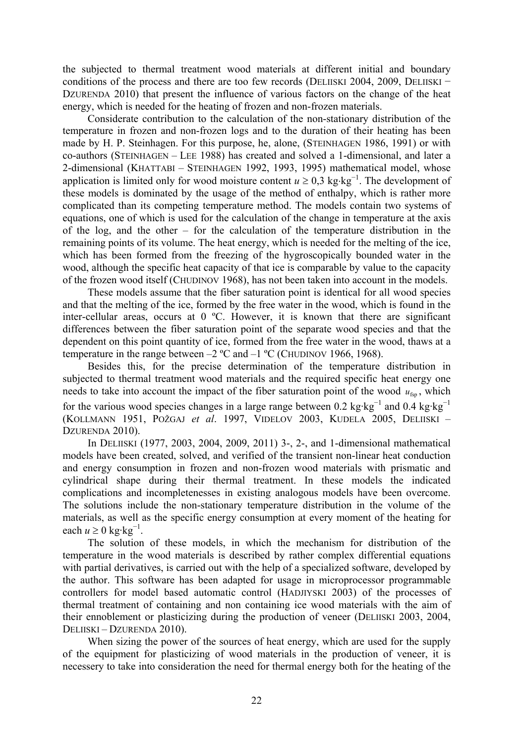the subjected to thermal treatment wood materials at different initial and boundary conditions of the process and there are too few records (DELIISKI 2004, 2009, DELIISKI − DZURENDA 2010) that present the influence of various factors on the change of the heat energy, which is needed for the heating of frozen and non-frozen materials.

Considerate contribution to the calculation of the non-stationary distribution of the temperature in frozen and non-frozen logs and to the duration of their heating has been made by H. P. Steinhagen. For this purpose, he, alone, (STEINHAGEN 1986, 1991) or with co-authors (STEINHAGEN – LEE 1988) has created and solved a 1-dimensional, and later a 2-dimensional (KHATTABI – STEINHAGEN 1992, 1993, 1995) mathematical model, whose application is limited only for wood moisture content $u \geq 0{,}3\ \mathrm{kg{\cdot}kg^{-1}}$. The development of these models is dominated by the usage of the method of enthalpy, which is rather more complicated than its competing temperature method. The models contain two systems of equations, one of which is used for the calculation of the change in temperature at the axis of the log, and the other – for the calculation of the temperature distribution in the remaining points of its volume. The heat energy, which is needed for the melting of the ice, which has been formed from the freezing of the hygroscopically bounded water in the wood, although the specific heat capacity of that ice is comparable by value to the capacity of the frozen wood itself (CHUDINOV 1968), has not been taken into account in the models.

These models assume that the fiber saturation point is identical for all wood species and that the melting of the ice, formed by the free water in the wood, which is found in the inter-cellular areas, occurs at 0 ºC. However, it is known that there are significant differences between the fiber saturation point of the separate wood species and that the dependent on this point quantity of ice, formed from the free water in the wood, thaws at a temperature in the range between –2 ºC and –1 ºC (CHUDINOV 1966, 1968).

Besides this, for the precise determination of the temperature distribution in subjected to thermal treatment wood materials and the required specific heat energy one needs to take into account the impact of the fiber saturation point of the wood $u_{\mathrm{fsp}}$, which for the various wood species changes in a large range between $0.2\ \mathrm{kg{\cdot}kg^{-1}}$ and $0.4\ \mathrm{kg{\cdot}kg^{-1}}$ (KOLLMANN 1951, POŽGAJ *et al*. 1997, VIDELOV 2003, KUDELA 2005, DELIISKI – DZURENDA 2010).

In DELIISKI (1977, 2003, 2004, 2009, 2011) 3-, 2-, and 1-dimensional mathematical models have been created, solved, and verified of the transient non-linear heat conduction and energy consumption in frozen and non-frozen wood materials with prismatic and cylindrical shape during their thermal treatment. In these models the indicated complications and incompletenesses in existing analogous models have been overcome. The solutions include the non-stationary temperature distribution in the volume of the materials, as well as the specific energy consumption at every moment of the heating for each $u \geq 0\ \mathrm{kg{\cdot}kg^{-1}}$.

The solution of these models, in which the mechanism for distribution of the temperature in the wood materials is described by rather complex differential equations with partial derivatives, is carried out with the help of a specialized software, developed by the author. This software has been adapted for usage in microprocessor programmable controllers for model based automatic control (HADJIYSKI 2003) of the processes of thermal treatment of containing and non containing ice wood materials with the aim of their ennoblement or plasticizing during the production of veneer (DELIISKI 2003, 2004, DELIISKI – DZURENDA 2010).

When sizing the power of the sources of heat energy, which are used for the supply of the equipment for plasticizing of wood materials in the production of veneer, it is necessery to take into consideration the need for thermal energy both for the heating of the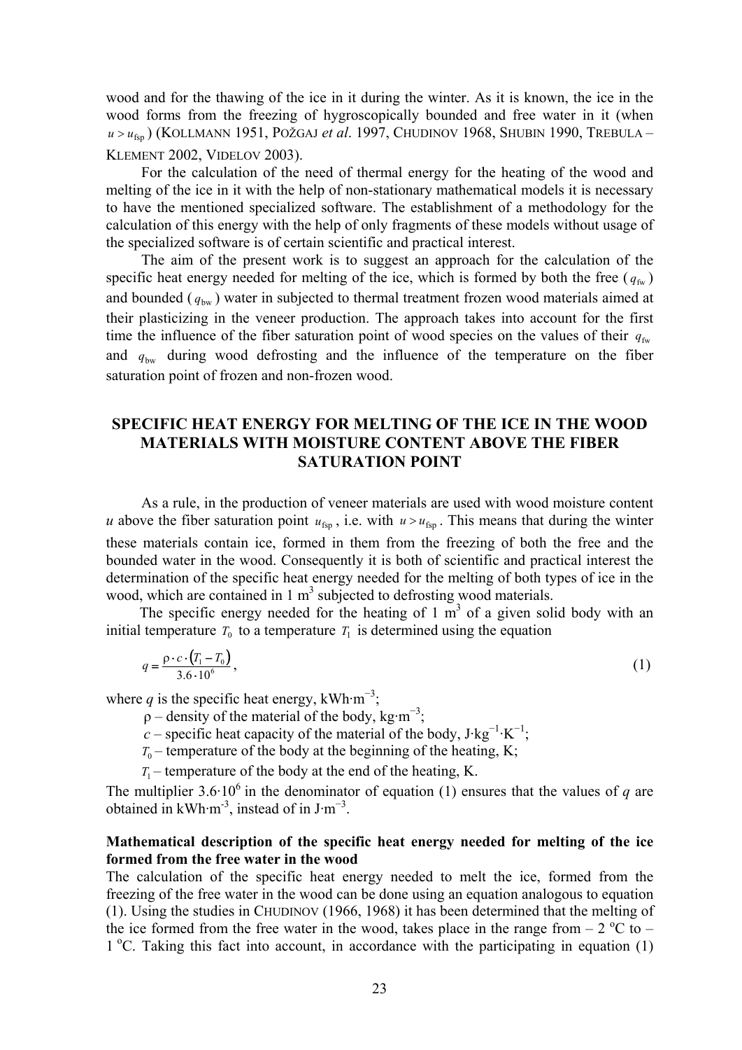wood and for the thawing of the ice in it during the winter. As it is known, the ice in the wood forms from the freezing of hygroscopically bounded and free water in it (when $u > u_{\text{fsp}}$) (KOLLMANN 1951, POŽGAJ *et al*. 1997, CHUDINOV 1968, SHUBIN 1990, TREBULA – KLEMENT 2002, VIDELOV 2003).

For the calculation of the need of thermal energy for the heating of the wood and melting of the ice in it with the help of non-stationary mathematical models it is necessary to have the mentioned specialized software. The establishment of a methodology for the calculation of this energy with the help of only fragments of these models without usage of the specialized software is of certain scientific and practical interest.

The aim of the present work is to suggest an approach for the calculation of the specific heat energy needed for melting of the ice, which is formed by both the free ($q_{\text{fw}}$) and bounded ($q_{\text{bw}}$) water in subjected to thermal treatment frozen wood materials aimed at their plasticizing in the veneer production. The approach takes into account for the first time the influence of the fiber saturation point of wood species on the values of their $q_{\text{fw}}$ and $q_{\text{bw}}$ during wood defrosting and the influence of the temperature on the fiber saturation point of frozen and non-frozen wood.

## SPECIFIC HEAT ENERGY FOR MELTING OF THE ICE IN THE WOOD MATERIALS WITH MOISTURE CONTENT ABOVE THE FIBER SATURATION POINT

As a rule, in the production of veneer materials are used with wood moisture content $u$ above the fiber saturation point $u_{\text{fsp}}$, i.e. with $u > u_{\text{fsp}}$. This means that during the winter these materials contain ice, formed in them from the freezing of both the free and the bounded water in the wood. Consequently it is both of scientific and practical interest the determination of the specific heat energy needed for the melting of both types of ice in the wood, which are contained in 1 m$^3$ subjected to defrosting wood materials.

The specific energy needed for the heating of 1 m$^3$ of a given solid body with an initial temperature $T_0$ to a temperature $T_1$ is determined using the equation

$$q = \frac{\rho \cdot c \cdot (T_1 - T_0)}{3.6 \cdot 10^6}, \tag{1}$$

where $q$ is the specific heat energy, kWh·m$^{-3}$;

$\rho$ – density of the material of the body, kg·m$^{-3}$;

$c$ – specific heat capacity of the material of the body, J·kg$^{-1}$·K$^{-1}$;

$T_0$ – temperature of the body at the beginning of the heating, K;

$T_1$ – temperature of the body at the end of the heating, K.

The multiplier $3.6 \cdot 10^6$ in the denominator of equation (1) ensures that the values of $q$ are obtained in kWh·m$^{-3}$, instead of in J·m$^{-3}$.

### Mathematical description of the specific heat energy needed for melting of the ice formed from the free water in the wood

The calculation of the specific heat energy needed to melt the ice, formed from the freezing of the free water in the wood can be done using an equation analogous to equation (1). Using the studies in CHUDINOV (1966, 1968) it has been determined that the melting of the ice formed from the free water in the wood, takes place in the range from – 2 °C to – 1 °C. Taking this fact into account, in accordance with the participating in equation (1)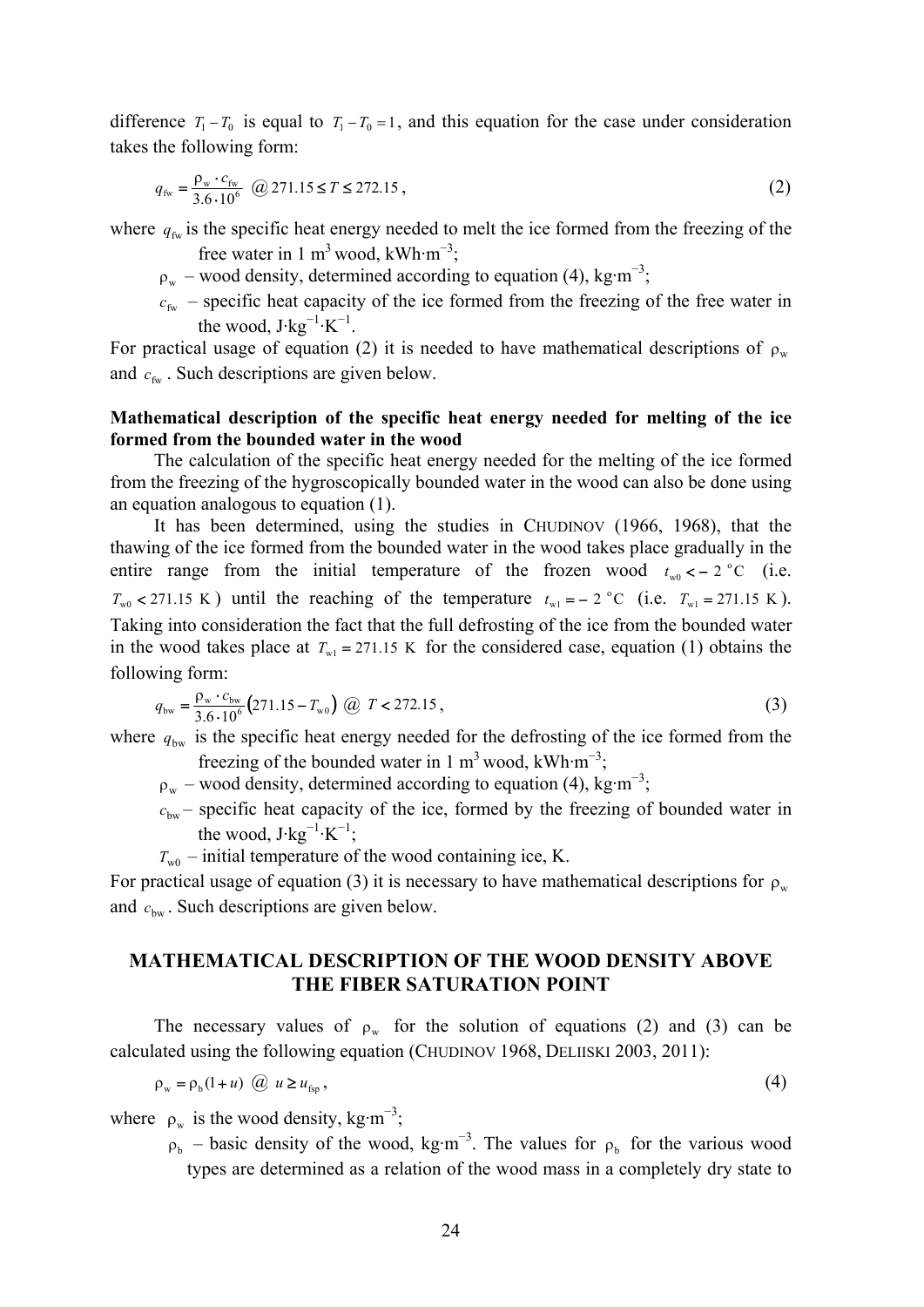difference $T_1 - T_0$ is equal to $T_1 - T_0 = 1$, and this equation for the case under consideration takes the following form:

$$q_{\mathrm{fw}} = \frac{\rho_{\mathrm{w}} \cdot c_{\mathrm{fw}}}{3.6 \cdot 10^6} \;\; @\, 271.15 \le T \le 272.15\,, \tag{2}$$

where $q_{\mathrm{fw}}$ is the specific heat energy needed to melt the ice formed from the freezing of the free water in 1 m$^3$ wood, kWh·m$^{-3}$;

$\rho_{\mathrm{w}}$ – wood density, determined according to equation (4), kg·m$^{-3}$;

$c_{\mathrm{fw}}$ – specific heat capacity of the ice formed from the freezing of the free water in the wood, J·kg$^{-1}$·K$^{-1}$.

For practical usage of equation (2) it is needed to have mathematical descriptions of $\rho_{\mathrm{w}}$ and $c_{\mathrm{fw}}$. Such descriptions are given below.

**Mathematical description of the specific heat energy needed for melting of the ice formed from the bounded water in the wood**

The calculation of the specific heat energy needed for the melting of the ice formed from the freezing of the hygroscopically bounded water in the wood can also be done using an equation analogous to equation (1).

It has been determined, using the studies in CHUDINOV (1966, 1968), that the thawing of the ice formed from the bounded water in the wood takes place gradually in the entire range from the initial temperature of the frozen wood $t_{\mathrm{w0}} < -2\ ^{\mathrm{o}}\mathrm{C}$ (i.e. $T_{\mathrm{w0}} < 271.15\ \mathrm{K}$) until the reaching of the temperature $t_{\mathrm{w1}} = -2\ ^{\mathrm{o}}\mathrm{C}$ (i.e. $T_{\mathrm{w1}} = 271.15\ \mathrm{K}$). Taking into consideration the fact that the full defrosting of the ice from the bounded water in the wood takes place at $T_{\mathrm{w1}} = 271.15\ \mathrm{K}$ for the considered case, equation (1) obtains the following form:

$$q_{\mathrm{bw}} = \frac{\rho_{\mathrm{w}} \cdot c_{\mathrm{bw}}}{3.6 \cdot 10^6}\left(271.15 - T_{\mathrm{w0}}\right) \;\; @\; T < 272.15\,, \tag{3}$$

where $q_{\mathrm{bw}}$ is the specific heat energy needed for the defrosting of the ice formed from the freezing of the bounded water in 1 m$^3$ wood, kWh·m$^{-3}$;

$\rho_{\mathrm{w}}$ – wood density, determined according to equation (4), kg·m$^{-3}$;

$c_{\mathrm{bw}}$ – specific heat capacity of the ice, formed by the freezing of bounded water in the wood, J·kg$^{-1}$·K$^{-1}$;

$T_{\mathrm{w0}}$ – initial temperature of the wood containing ice, K.

For practical usage of equation (3) it is necessary to have mathematical descriptions for $\rho_{\mathrm{w}}$ and $c_{\mathrm{bw}}$. Such descriptions are given below.

## MATHEMATICAL DESCRIPTION OF THE WOOD DENSITY ABOVE THE FIBER SATURATION POINT

The necessary values of $\rho_{\mathrm{w}}$ for the solution of equations (2) and (3) can be calculated using the following equation (CHUDINOV 1968, DELIISKI 2003, 2011):

$$\rho_{\mathrm{w}} = \rho_{\mathrm{b}}(1 + u) \;\; @\; u \ge u_{\mathrm{fsp}}\,, \tag{4}$$

where $\rho_{\mathrm{w}}$ is the wood density, kg·m$^{-3}$;

$\rho_{\mathrm{b}}$ – basic density of the wood, kg·m$^{-3}$. The values for $\rho_{\mathrm{b}}$ for the various wood types are determined as a relation of the wood mass in a completely dry state to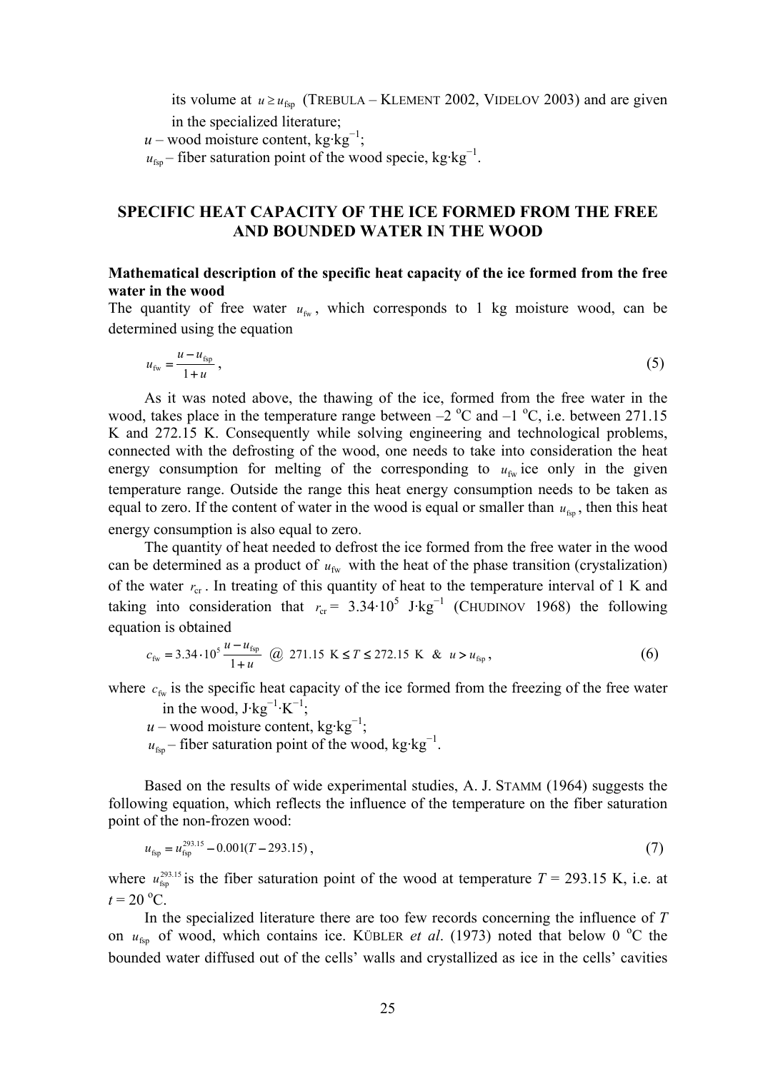its volume at $u \geq u_{\text{fsp}}$ (TREBULA – KLEMENT 2002, VIDELOV 2003) and are given in the specialized literature;

$u$ – wood moisture content, kg·kg$^{-1}$;

$u_{\text{fsp}}$ – fiber saturation point of the wood specie, kg·kg$^{-1}$.

## SPECIFIC HEAT CAPACITY OF THE ICE FORMED FROM THE FREE AND BOUNDED WATER IN THE WOOD

### Mathematical description of the specific heat capacity of the ice formed from the free water in the wood

The quantity of free water $u_{\text{fw}}$, which corresponds to 1 kg moisture wood, can be determined using the equation

$$u_{\text{fw}} = \frac{u - u_{\text{fsp}}}{1+u}, \tag{5}$$

As it was noted above, the thawing of the ice, formed from the free water in the wood, takes place in the temperature range between –2 °C and –1 °C, i.e. between 271.15 K and 272.15 K. Consequently while solving engineering and technological problems, connected with the defrosting of the wood, one needs to take into consideration the heat energy consumption for melting of the corresponding to $u_{\text{fw}}$ ice only in the given temperature range. Outside the range this heat energy consumption needs to be taken as equal to zero. If the content of water in the wood is equal or smaller than $u_{\text{fsp}}$, then this heat energy consumption is also equal to zero.

The quantity of heat needed to defrost the ice formed from the free water in the wood can be determined as a product of $u_{\text{fw}}$ with the heat of the phase transition (crystalization) of the water $r_{\text{cr}}$. In treating of this quantity of heat to the temperature interval of 1 K and taking into consideration that $r_{\text{cr}} = 3.34 \cdot 10^5$ J·kg$^{-1}$ (CHUDINOV 1968) the following equation is obtained

$$c_{\text{fw}} = 3.34 \cdot 10^5 \frac{u - u_{\text{fsp}}}{1+u} \quad @ \quad 271.15 \text{ K} \leq T \leq 272.15 \text{ K} \quad \& \quad u > u_{\text{fsp}}, \tag{6}$$

where $c_{\text{fw}}$ is the specific heat capacity of the ice formed from the freezing of the free water in the wood, J·kg$^{-1}$·K$^{-1}$;

$u$ – wood moisture content, kg·kg$^{-1}$;

$u_{\text{fsp}}$ – fiber saturation point of the wood, kg·kg$^{-1}$.

Based on the results of wide experimental studies, A. J. STAMM (1964) suggests the following equation, which reflects the influence of the temperature on the fiber saturation point of the non-frozen wood:

$$u_{\text{fsp}} = u_{\text{fsp}}^{293.15} - 0.001(T - 293.15), \tag{7}$$

where $u_{\text{fsp}}^{293.15}$ is the fiber saturation point of the wood at temperature $T$ = 293.15 K, i.e. at $t$ = 20 °C.

In the specialized literature there are too few records concerning the influence of $T$ on $u_{\text{fsp}}$ of wood, which contains ice. KÜBLER *et al*. (1973) noted that below 0 °C the bounded water diffused out of the cells' walls and crystallized as ice in the cells' cavities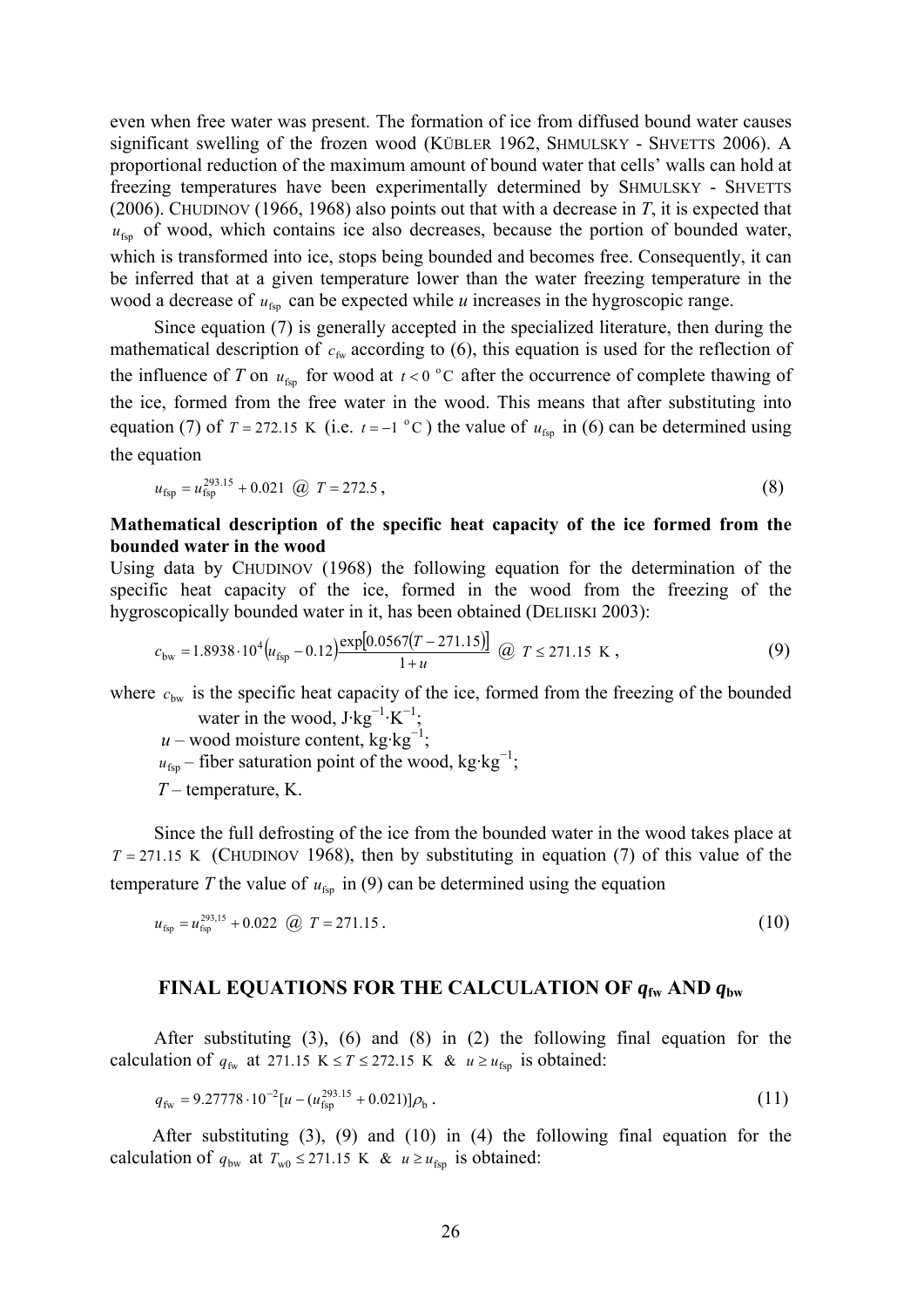even when free water was present. The formation of ice from diffused bound water causes significant swelling of the frozen wood (KÜBLER 1962, SHMULSKY - SHVETTS 2006). A proportional reduction of the maximum amount of bound water that cells' walls can hold at freezing temperatures have been experimentally determined by SHMULSKY - SHVETTS (2006). CHUDINOV (1966, 1968) also points out that with a decrease in $T$, it is expected that $u_{\text{fsp}}$ of wood, which contains ice also decreases, because the portion of bounded water, which is transformed into ice, stops being bounded and becomes free. Consequently, it can be inferred that at a given temperature lower than the water freezing temperature in the wood a decrease of $u_{\text{fsp}}$ can be expected while $u$ increases in the hygroscopic range.

Since equation (7) is generally accepted in the specialized literature, then during the mathematical description of $c_{\text{fw}}$ according to (6), this equation is used for the reflection of the influence of $T$ on $u_{\text{fsp}}$ for wood at $t < 0\ ^{\text{o}}\text{C}$ after the occurrence of complete thawing of the ice, formed from the free water in the wood. This means that after substituting into equation (7) of $T = 272.15\ \text{K}$ (i.e. $t = -1\ ^{\text{o}}\text{C}$) the value of $u_{\text{fsp}}$ in (6) can be determined using the equation

$$u_{\text{fsp}} = u_{\text{fsp}}^{293.15} + 0.021 \ \ @ \ \ T = 272.5\,, \tag{8}$$

**Mathematical description of the specific heat capacity of the ice formed from the bounded water in the wood**

Using data by CHUDINOV (1968) the following equation for the determination of the specific heat capacity of the ice, formed in the wood from the freezing of the hygroscopically bounded water in it, has been obtained (DELIISKI 2003):

$$c_{\text{bw}} = 1.8938 \cdot 10^{4}\left(u_{\text{fsp}} - 0.12\right)\frac{\exp\left[0.0567(T - 271.15)\right]}{1 + u} \ \ @ \ \ T \le 271.15\ \text{K}\,, \tag{9}$$

where $c_{\text{bw}}$ is the specific heat capacity of the ice, formed from the freezing of the bounded water in the wood, J·kg$^{-1}$·K$^{-1}$;

$u$ – wood moisture content, kg·kg$^{-1}$;

$u_{\text{fsp}}$ – fiber saturation point of the wood, kg·kg$^{-1}$;

$T$ – temperature, K.

Since the full defrosting of the ice from the bounded water in the wood takes place at $T = 271.15\ \text{K}$ (CHUDINOV 1968), then by substituting in equation (7) of this value of the temperature $T$ the value of $u_{\text{fsp}}$ in (9) can be determined using the equation

$$u_{\text{fsp}} = u_{\text{fsp}}^{293,15} + 0.022 \ \ @ \ \ T = 271.15\,. \tag{10}$$

## FINAL EQUATIONS FOR THE CALCULATION OF $q_{\text{fw}}$ AND $q_{\text{bw}}$

After substituting (3), (6) and (8) in (2) the following final equation for the calculation of $q_{\text{fw}}$ at $271.15\ \text{K} \le T \le 272.15\ \text{K} \ \ \&\ \ u \ge u_{\text{fsp}}$ is obtained:

$$q_{\text{fw}} = 9.27778 \cdot 10^{-2}[u - (u_{\text{fsp}}^{293.15} + 0.021)]\rho_{\text{b}}\,. \tag{11}$$

After substituting (3), (9) and (10) in (4) the following final equation for the calculation of $q_{\text{bw}}$ at $T_{\text{w0}} \le 271.15\ \text{K} \ \ \&\ \ u \ge u_{\text{fsp}}$ is obtained: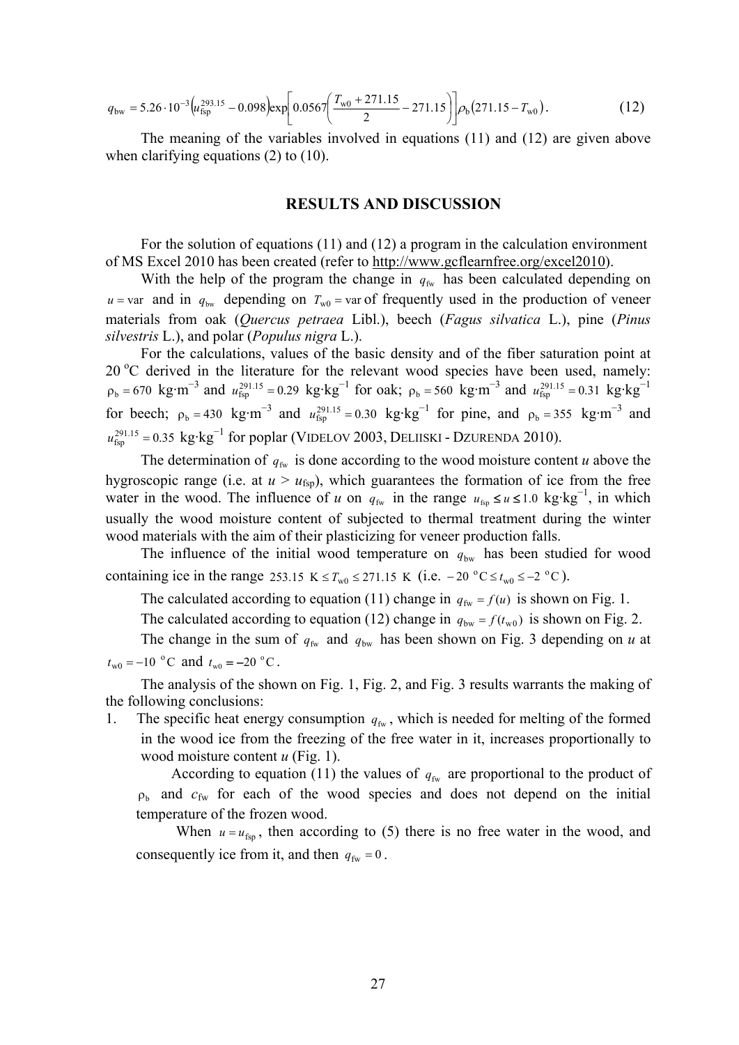$$q_{\mathrm{bw}} = 5.26 \cdot 10^{-3}\left(u_{\mathrm{fsp}}^{293.15} - 0.098\right)\exp\left[0.0567\left(\frac{T_{\mathrm{w0}} + 271.15}{2} - 271.15\right)\right]\rho_{\mathrm{b}}\left(271.15 - T_{\mathrm{w0}}\right). \tag{12}$$

The meaning of the variables involved in equations (11) and (12) are given above when clarifying equations (2) to (10).

## RESULTS AND DISCUSSION

For the solution of equations (11) and (12) a program in the calculation environment of MS Excel 2010 has been created (refer to http://www.gcflearnfree.org/excel2010).

With the help of the program the change in $q_{\mathrm{fw}}$ has been calculated depending on $u = \mathrm{var}$ and in $q_{\mathrm{bw}}$ depending on $T_{\mathrm{w0}} = \mathrm{var}$ of frequently used in the production of veneer materials from oak (*Quercus petraea* Libl.), beech (*Fagus silvatica* L.), pine (*Pinus silvestris* L.), and polar (*Populus nigra* L.).

For the calculations, values of the basic density and of the fiber saturation point at 20 °C derived in the literature for the relevant wood species have been used, namely: $\rho_{\mathrm{b}} = 670$ kg·m$^{-3}$ and $u_{\mathrm{fsp}}^{291.15} = 0.29$ kg·kg$^{-1}$ for oak; $\rho_{\mathrm{b}} = 560$ kg·m$^{-3}$ and $u_{\mathrm{fsp}}^{291.15} = 0.31$ kg·kg$^{-1}$ for beech; $\rho_{\mathrm{b}} = 430$ kg·m$^{-3}$ and $u_{\mathrm{fsp}}^{291.15} = 0.30$ kg·kg$^{-1}$ for pine, and $\rho_{\mathrm{b}} = 355$ kg·m$^{-3}$ and $u_{\mathrm{fsp}}^{291.15} = 0.35$ kg·kg$^{-1}$ for poplar (VIDELOV 2003, DELIISKI - DZURENDA 2010).

The determination of $q_{\mathrm{fw}}$ is done according to the wood moisture content *u* above the hygroscopic range (i.e. at $u > u_{\mathrm{fsp}}$), which guarantees the formation of ice from the free water in the wood. The influence of *u* on $q_{\mathrm{fw}}$ in the range $u_{\mathrm{fsp}} \leq u \leq 1.0$ kg·kg$^{-1}$, in which usually the wood moisture content of subjected to thermal treatment during the winter wood materials with the aim of their plasticizing for veneer production falls.

The influence of the initial wood temperature on $q_{\mathrm{bw}}$ has been studied for wood containing ice in the range $253.15\ \mathrm{K} \leq T_{\mathrm{w0}} \leq 271.15\ \mathrm{K}$ (i.e. $-20\ ^{\circ}\mathrm{C} \leq t_{\mathrm{w0}} \leq -2\ ^{\circ}\mathrm{C}$).

The calculated according to equation (11) change in $q_{\mathrm{fw}} = f(u)$ is shown on Fig. 1.

The calculated according to equation (12) change in $q_{\mathrm{bw}} = f(t_{\mathrm{w0}})$ is shown on Fig. 2.

The change in the sum of $q_{\mathrm{fw}}$ and $q_{\mathrm{bw}}$ has been shown on Fig. 3 depending on *u* at $t_{\mathrm{w0}} = -10\ ^{\circ}\mathrm{C}$ and $t_{\mathrm{w0}} = -20\ ^{\circ}\mathrm{C}$.

The analysis of the shown on Fig. 1, Fig. 2, and Fig. 3 results warrants the making of the following conclusions:

1. The specific heat energy consumption $q_{\mathrm{fw}}$, which is needed for melting of the formed in the wood ice from the freezing of the free water in it, increases proportionally to wood moisture content *u* (Fig. 1).

   According to equation (11) the values of $q_{\mathrm{fw}}$ are proportional to the product of $\rho_{\mathrm{b}}$ and $c_{\mathrm{fw}}$ for each of the wood species and does not depend on the initial temperature of the frozen wood.

   When $u = u_{\mathrm{fsp}}$, then according to (5) there is no free water in the wood, and consequently ice from it, and then $q_{\mathrm{fw}} = 0$.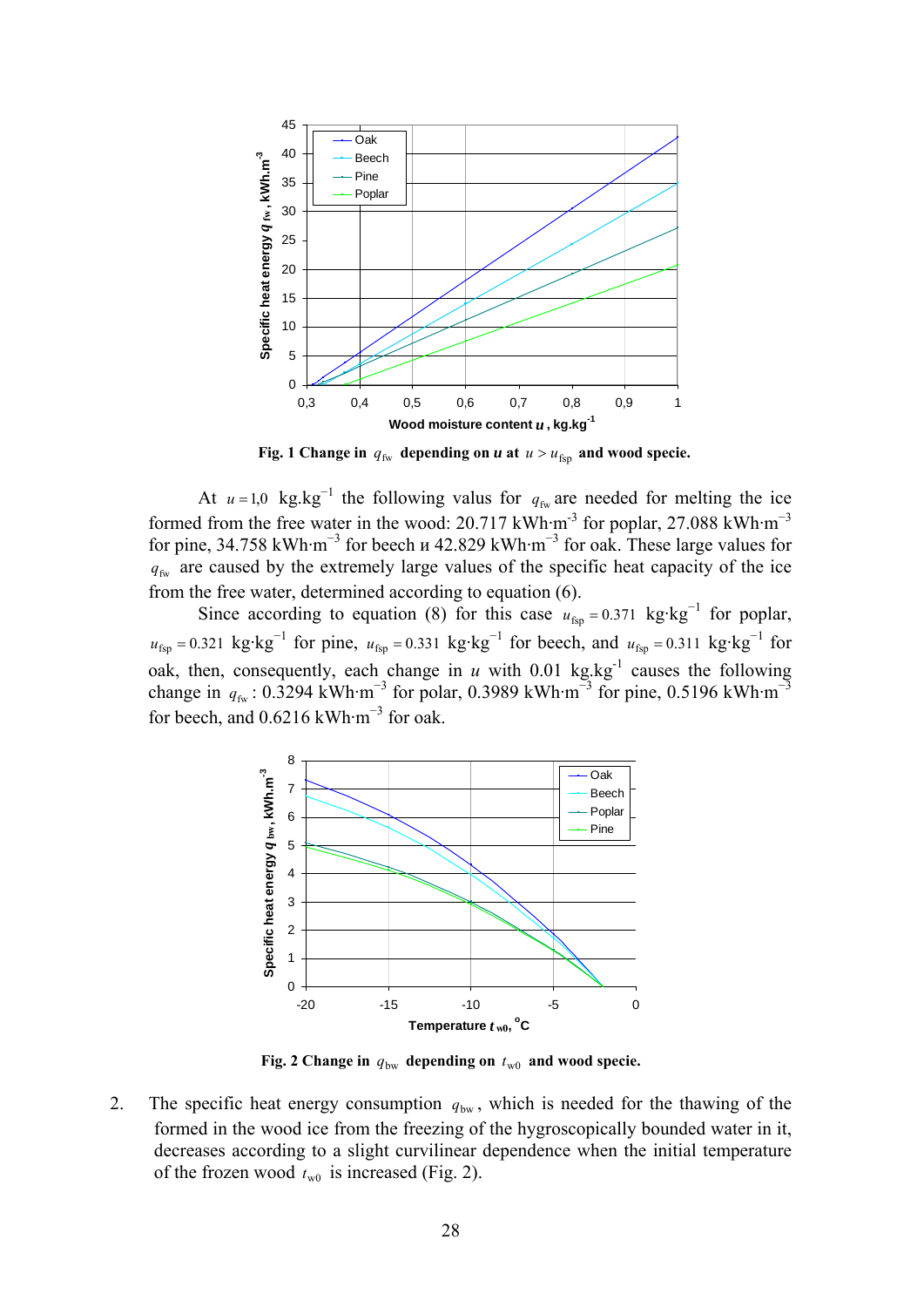Fig. 1 Change in $q_{fw}$ depending on $u$ at $u > u_{fsp}$ and wood specie.

At $u = 1{,}0$ kg.kg$^{-1}$ the following valus for $q_{fw}$ are needed for melting the ice formed from the free water in the wood: 20.717 kWh·m$^{-3}$ for poplar, 27.088 kWh·m$^{-3}$ for pine, 34.758 kWh·m$^{-3}$ for beech и 42.829 kWh·m$^{-3}$ for oak. These large values for $q_{fw}$ are caused by the extremely large values of the specific heat capacity of the ice from the free water, determined according to equation (6).

Since according to equation (8) for this case $u_{fsp} = 0.371$ kg·kg$^{-1}$ for poplar, $u_{fsp} = 0.321$ kg·kg$^{-1}$ for pine, $u_{fsp} = 0.331$ kg·kg$^{-1}$ for beech, and $u_{fsp} = 0.311$ kg·kg$^{-1}$ for oak, then, consequently, each change in $u$ with 0.01 kg.kg$^{-1}$ causes the following change in $q_{fw}$: 0.3294 kWh·m$^{-3}$ for polar, 0.3989 kWh·m$^{-3}$ for pine, 0.5196 kWh·m$^{-3}$ for beech, and 0.6216 kWh·m$^{-3}$ for oak.

Fig. 2 Change in $q_{bw}$ depending on $t_{w0}$ and wood specie.

2. The specific heat energy consumption $q_{bw}$, which is needed for the thawing of the formed in the wood ice from the freezing of the hygroscopically bounded water in it, decreases according to a slight curvilinear dependence when the initial temperature of the frozen wood $t_{w0}$ is increased (Fig. 2).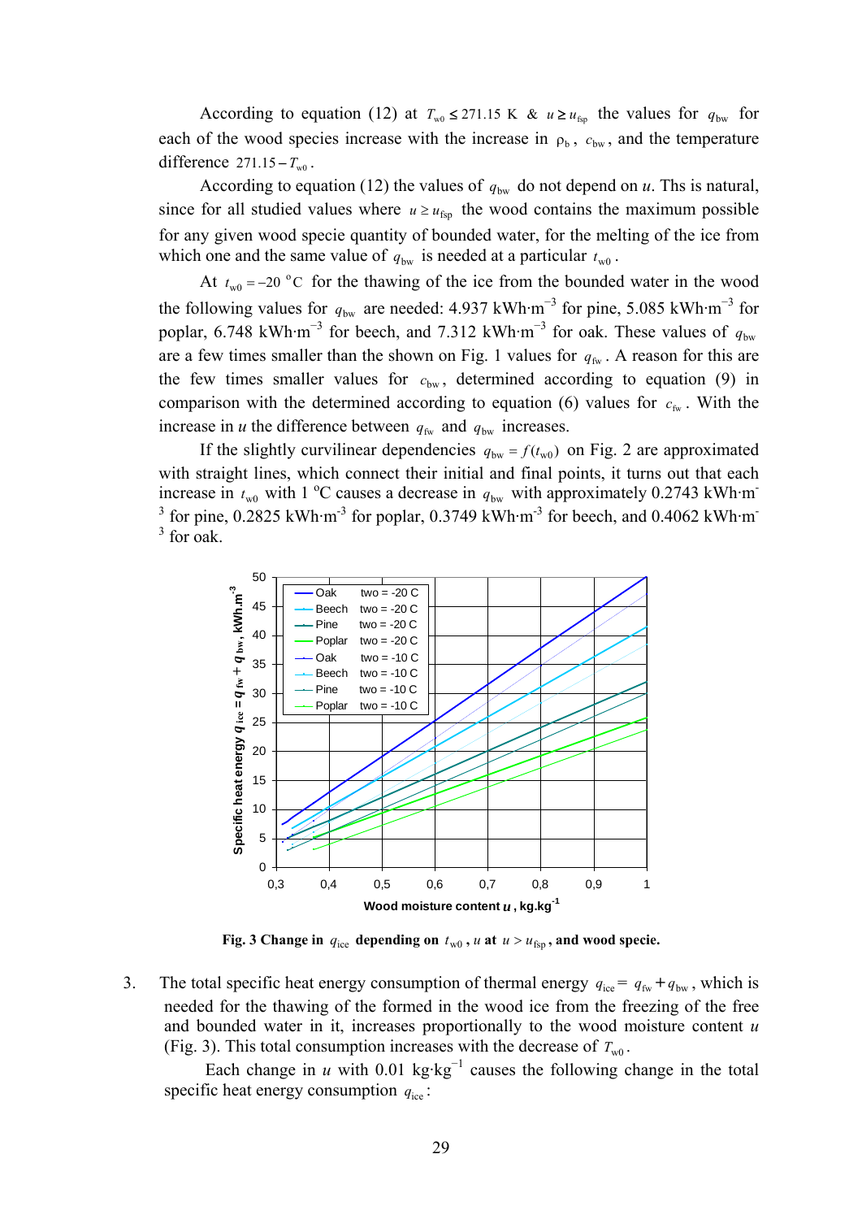According to equation (12) at $T_{w0} \le 271.15$ K & $u \ge u_{fsp}$ the values for $q_{bw}$ for each of the wood species increase with the increase in $\rho_b$, $c_{bw}$, and the temperature difference $271.15 - T_{w0}$.

According to equation (12) the values of $q_{bw}$ do not depend on $u$. Ths is natural, since for all studied values where $u \ge u_{fsp}$ the wood contains the maximum possible for any given wood specie quantity of bounded water, for the melting of the ice from which one and the same value of $q_{bw}$ is needed at a particular $t_{w0}$.

At $t_{w0} = -20$ °C for the thawing of the ice from the bounded water in the wood the following values for $q_{bw}$ are needed: 4.937 kWh·m$^{-3}$ for pine, 5.085 kWh·m$^{-3}$ for poplar, 6.748 kWh·m$^{-3}$ for beech, and 7.312 kWh·m$^{-3}$ for oak. These values of $q_{bw}$ are a few times smaller than the shown on Fig. 1 values for $q_{fw}$. A reason for this are the few times smaller values for $c_{bw}$, determined according to equation (9) in comparison with the determined according to equation (6) values for $c_{fw}$. With the increase in $u$ the difference between $q_{fw}$ and $q_{bw}$ increases.

If the slightly curvilinear dependencies $q_{bw} = f(t_{w0})$ on Fig. 2 are approximated with straight lines, which connect their initial and final points, it turns out that each increase in $t_{w0}$ with 1 °C causes a decrease in $q_{bw}$ with approximately 0.2743 kWh·m$^{-3}$ for pine, 0.2825 kWh·m$^{-3}$ for poplar, 0.3749 kWh·m$^{-3}$ for beech, and 0.4062 kWh·m$^{-3}$ for oak.

**Fig. 3 Change in $q_{ice}$ depending on $t_{w0}$, $u$ at $u > u_{fsp}$, and wood specie.**

3. The total specific heat energy consumption of thermal energy $q_{ice} = q_{fw} + q_{bw}$, which is needed for the thawing of the formed in the wood ice from the freezing of the free and bounded water in it, increases proportionally to the wood moisture content $u$ (Fig. 3). This total consumption increases with the decrease of $T_{w0}$.

   Each change in $u$ with 0.01 kg·kg$^{-1}$ causes the following change in the total specific heat energy consumption $q_{ice}$: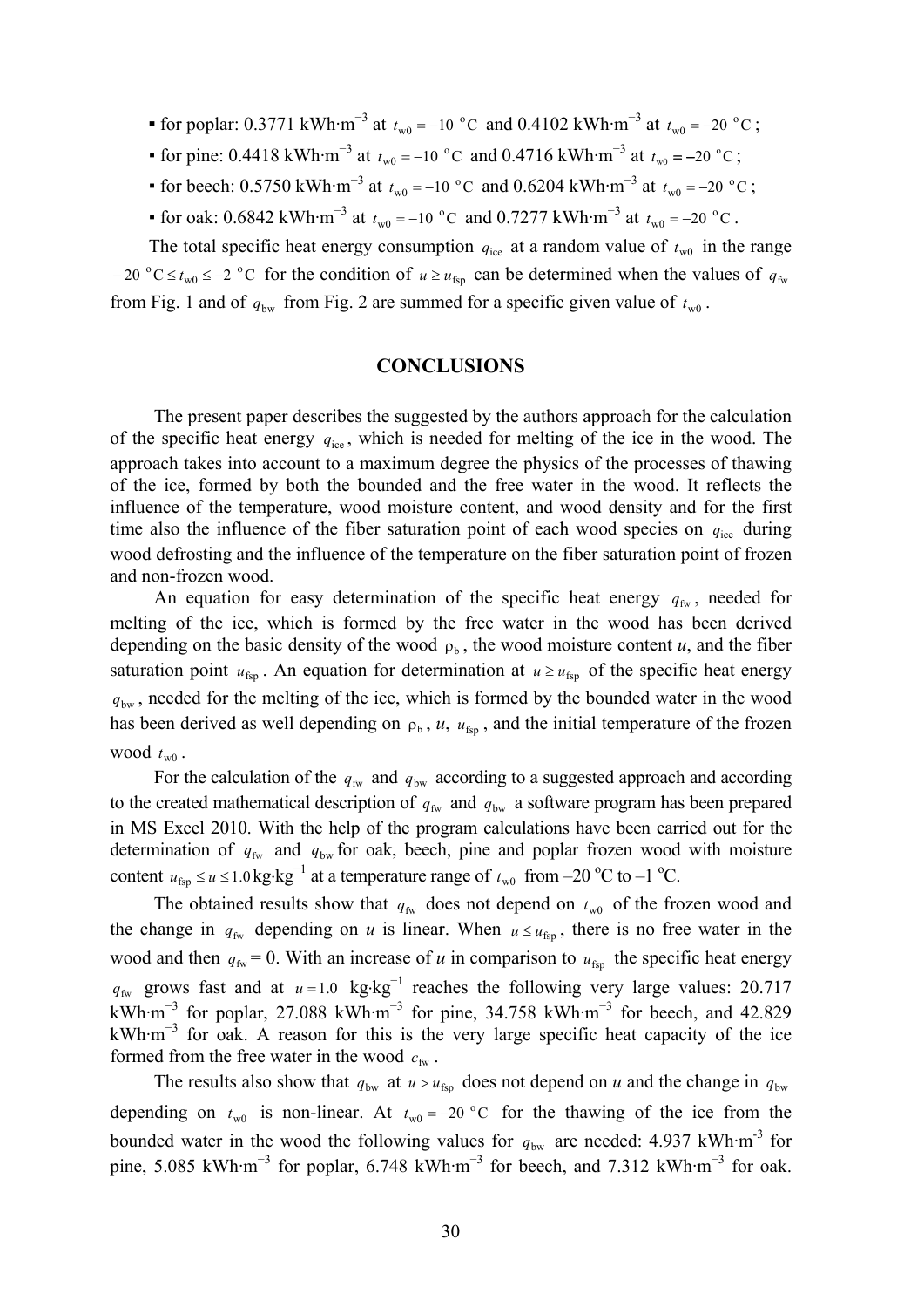- for poplar: 0.3771 kWh·m$^{-3}$ at $t_{w0} = -10$ °C and 0.4102 kWh·m$^{-3}$ at $t_{w0} = -20$ °C;
- for pine: 0.4418 kWh·m$^{-3}$ at $t_{w0} = -10$ °C and 0.4716 kWh·m$^{-3}$ at $t_{w0} = -20$ °C;
- for beech: 0.5750 kWh·m$^{-3}$ at $t_{w0} = -10$ °C and 0.6204 kWh·m$^{-3}$ at $t_{w0} = -20$ °C;
- for oak: 0.6842 kWh·m$^{-3}$ at $t_{w0} = -10$ °C and 0.7277 kWh·m$^{-3}$ at $t_{w0} = -20$ °C.

The total specific heat energy consumption $q_{ice}$ at a random value of $t_{w0}$ in the range $-20\ ^{o}C \le t_{w0} \le -2\ ^{o}C$ for the condition of $u \ge u_{fsp}$ can be determined when the values of $q_{fw}$ from Fig. 1 and of $q_{bw}$ from Fig. 2 are summed for a specific given value of $t_{w0}$.

## CONCLUSIONS

The present paper describes the suggested by the authors approach for the calculation of the specific heat energy $q_{ice}$, which is needed for melting of the ice in the wood. The approach takes into account to a maximum degree the physics of the processes of thawing of the ice, formed by both the bounded and the free water in the wood. It reflects the influence of the temperature, wood moisture content, and wood density and for the first time also the influence of the fiber saturation point of each wood species on $q_{ice}$ during wood defrosting and the influence of the temperature on the fiber saturation point of frozen and non-frozen wood.

An equation for easy determination of the specific heat energy $q_{fw}$, needed for melting of the ice, which is formed by the free water in the wood has been derived depending on the basic density of the wood $\rho_b$, the wood moisture content *u*, and the fiber saturation point $u_{fsp}$. An equation for determination at $u \ge u_{fsp}$ of the specific heat energy $q_{bw}$, needed for the melting of the ice, which is formed by the bounded water in the wood has been derived as well depending on $\rho_b$, *u*, $u_{fsp}$, and the initial temperature of the frozen wood $t_{w0}$.

For the calculation of the $q_{fw}$ and $q_{bw}$ according to a suggested approach and according to the created mathematical description of $q_{fw}$ and $q_{bw}$ a software program has been prepared in MS Excel 2010. With the help of the program calculations have been carried out for the determination of $q_{fw}$ and $q_{bw}$ for oak, beech, pine and poplar frozen wood with moisture content $u_{fsp} \le u \le 1.0$ kg·kg$^{-1}$ at a temperature range of $t_{w0}$ from –20 °C to –1 °C.

The obtained results show that $q_{fw}$ does not depend on $t_{w0}$ of the frozen wood and the change in $q_{fw}$ depending on *u* is linear. When $u \le u_{fsp}$, there is no free water in the wood and then $q_{fw} = 0$. With an increase of *u* in comparison to $u_{fsp}$ the specific heat energy $q_{fw}$ grows fast and at $u = 1.0$ kg·kg$^{-1}$ reaches the following very large values: 20.717 kWh·m$^{-3}$ for poplar, 27.088 kWh·m$^{-3}$ for pine, 34.758 kWh·m$^{-3}$ for beech, and 42.829 kWh·m$^{-3}$ for oak. A reason for this is the very large specific heat capacity of the ice formed from the free water in the wood $c_{fw}$.

The results also show that $q_{bw}$ at $u > u_{fsp}$ does not depend on *u* and the change in $q_{bw}$ depending on $t_{w0}$ is non-linear. At $t_{w0} = -20$ °C for the thawing of the ice from the bounded water in the wood the following values for $q_{bw}$ are needed: 4.937 kWh·m$^{-3}$ for pine, 5.085 kWh·m$^{-3}$ for poplar, 6.748 kWh·m$^{-3}$ for beech, and 7.312 kWh·m$^{-3}$ for oak.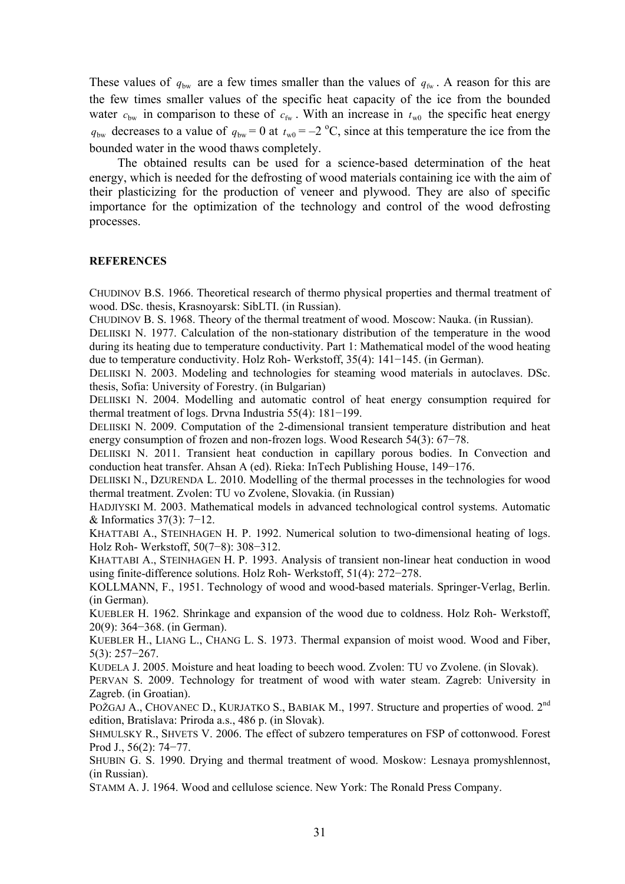These values of $q_{\mathrm{bw}}$ are a few times smaller than the values of $q_{\mathrm{fw}}$. A reason for this are the few times smaller values of the specific heat capacity of the ice from the bounded water $c_{\mathrm{bw}}$ in comparison to these of $c_{\mathrm{fw}}$. With an increase in $t_{\mathrm{w0}}$ the specific heat energy $q_{\mathrm{bw}}$ decreases to a value of $q_{\mathrm{bw}} = 0$ at $t_{\mathrm{w0}} = -2\ ^{\mathrm{o}}\mathrm{C}$, since at this temperature the ice from the bounded water in the wood thaws completely.

The obtained results can be used for a science-based determination of the heat energy, which is needed for the defrosting of wood materials containing ice with the aim of their plasticizing for the production of veneer and plywood. They are also of specific importance for the optimization of the technology and control of the wood defrosting processes.

## REFERENCES

CHUDINOV B.S. 1966. Theoretical research of thermo physical properties and thermal treatment of wood. DSc. thesis, Krasnoyarsk: SibLTI. (in Russian).

CHUDINOV B. S. 1968. Theory of the thermal treatment of wood. Moscow: Nauka. (in Russian).

DELIISKI N. 1977. Calculation of the non-stationary distribution of the temperature in the wood during its heating due to temperature conductivity. Part 1: Mathematical model of the wood heating due to temperature conductivity. Holz Roh- Werkstoff, 35(4): 141−145. (in German).

DELIISKI N. 2003. Modeling and technologies for steaming wood materials in autoclaves. DSc. thesis, Sofia: University of Forestry. (in Bulgarian)

DELIISKI N. 2004. Modelling and automatic control of heat energy consumption required for thermal treatment of logs. Drvna Industria 55(4): 181−199.

DELIISKI N. 2009. Computation of the 2-dimensional transient temperature distribution and heat energy consumption of frozen and non-frozen logs. Wood Research 54(3): 67−78.

DELIISKI N. 2011. Transient heat conduction in capillary porous bodies. In Convection and conduction heat transfer. Ahsan A (ed). Rieka: InTech Publishing House, 149−176.

DELIISKI N., DZURENDA L. 2010. Modelling of the thermal processes in the technologies for wood thermal treatment. Zvolen: TU vo Zvolene, Slovakia. (in Russian)

HADJIYSKI M. 2003. Mathematical models in advanced technological control systems. Automatic & Informatics 37(3): 7−12.

KHATTABI A., STEINHAGEN H. P. 1992. Numerical solution to two-dimensional heating of logs. Holz Roh- Werkstoff, 50(7−8): 308−312.

KHATTABI A., STEINHAGEN H. P. 1993. Analysis of transient non-linear heat conduction in wood using finite-difference solutions. Holz Roh- Werkstoff, 51(4): 272−278.

KOLLMANN, F., 1951. Technology of wood and wood-based materials. Springer-Verlag, Berlin. (in German).

KUEBLER H. 1962. Shrinkage and expansion of the wood due to coldness. Holz Roh- Werkstoff, 20(9): 364−368. (in German).

KUEBLER H., LIANG L., CHANG L. S. 1973. Thermal expansion of moist wood. Wood and Fiber, 5(3): 257−267.

KUDELA J. 2005. Moisture and heat loading to beech wood. Zvolen: TU vo Zvolene. (in Slovak).

PERVAN S. 2009. Technology for treatment of wood with water steam. Zagreb: University in Zagreb. (in Groatian).

POŽGAJ A., CHOVANEC D., KURJATKO S., BABIAK M., 1997. Structure and properties of wood. 2nd edition, Bratislava: Priroda a.s., 486 p. (in Slovak).

SHMULSKY R., SHVETS V. 2006. The effect of subzero temperatures on FSP of cottonwood. Forest Prod J., 56(2): 74−77.

SHUBIN G. S. 1990. Drying and thermal treatment of wood. Moskow: Lesnaya promyshlennost, (in Russian).

STAMM A. J. 1964. Wood and cellulose science. New York: The Ronald Press Company.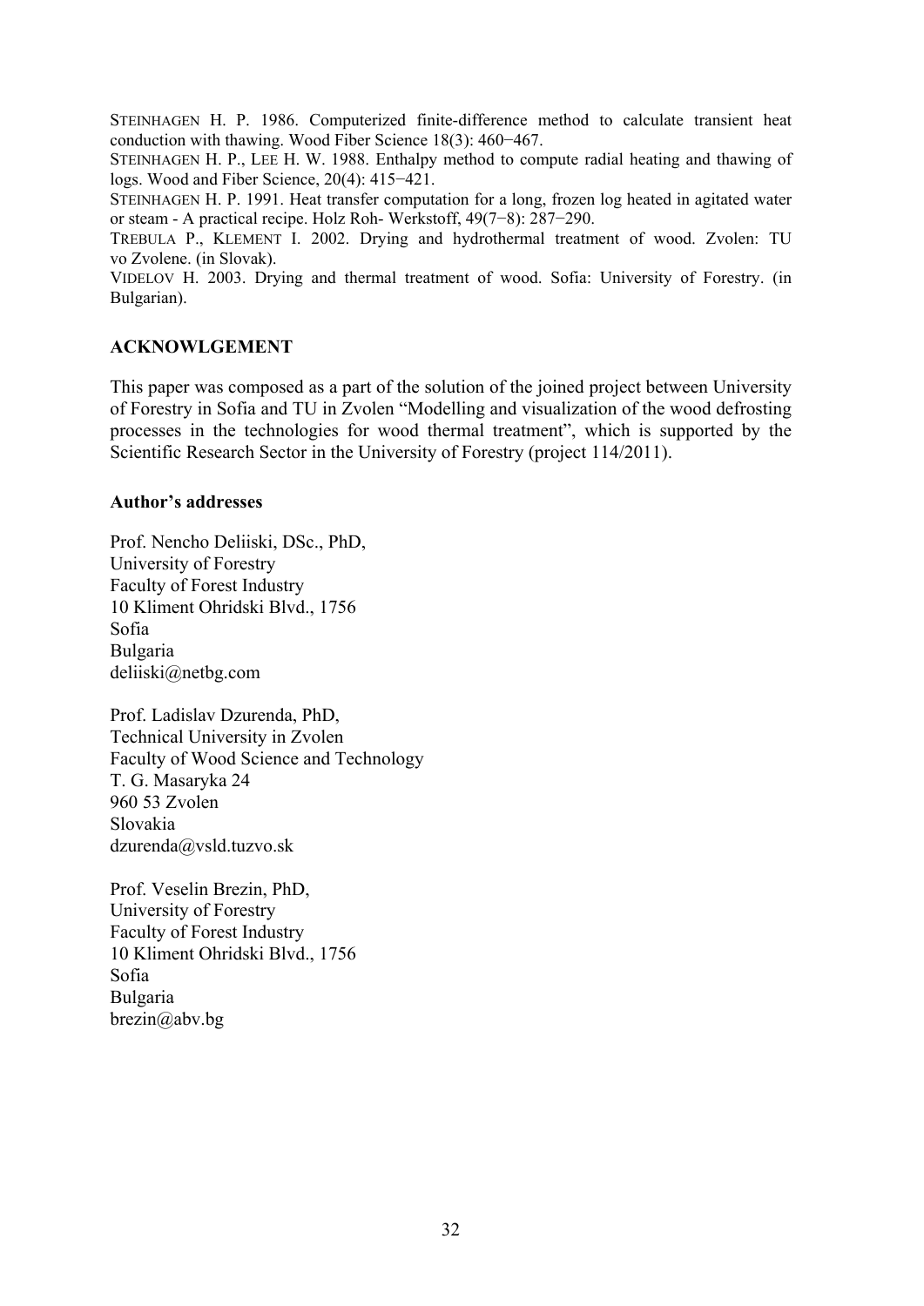STEINHAGEN H. P. 1986. Computerized finite-difference method to calculate transient heat conduction with thawing. Wood Fiber Science 18(3): 460−467.

STEINHAGEN H. P., LEE H. W. 1988. Enthalpy method to compute radial heating and thawing of logs. Wood and Fiber Science, 20(4): 415−421.

STEINHAGEN H. P. 1991. Heat transfer computation for a long, frozen log heated in agitated water or steam - A practical recipe. Holz Roh- Werkstoff, 49(7−8): 287−290.

TREBULA P., KLEMENT I. 2002. Drying and hydrothermal treatment of wood. Zvolen: TU vo Zvolene. (in Slovak).

VIDELOV H. 2003. Drying and thermal treatment of wood. Sofia: University of Forestry. (in Bulgarian).

## ACKNOWLGEMENT

This paper was composed as a part of the solution of the joined project between University of Forestry in Sofia and TU in Zvolen "Modelling and visualization of the wood defrosting processes in the technologies for wood thermal treatment", which is supported by the Scientific Research Sector in the University of Forestry (project 114/2011).

**Author's addresses**

Prof. Nencho Deliiski, DSc., PhD,
University of Forestry
Faculty of Forest Industry
10 Kliment Ohridski Blvd., 1756
Sofia
Bulgaria
deliiski@netbg.com

Prof. Ladislav Dzurenda, PhD,
Technical University in Zvolen
Faculty of Wood Science and Technology
T. G. Masaryka 24
960 53 Zvolen
Slovakia
dzurenda@vsld.tuzvo.sk

Prof. Veselin Brezin, PhD,
University of Forestry
Faculty of Forest Industry
10 Kliment Ohridski Blvd., 1756
Sofia
Bulgaria
brezin@abv.bg